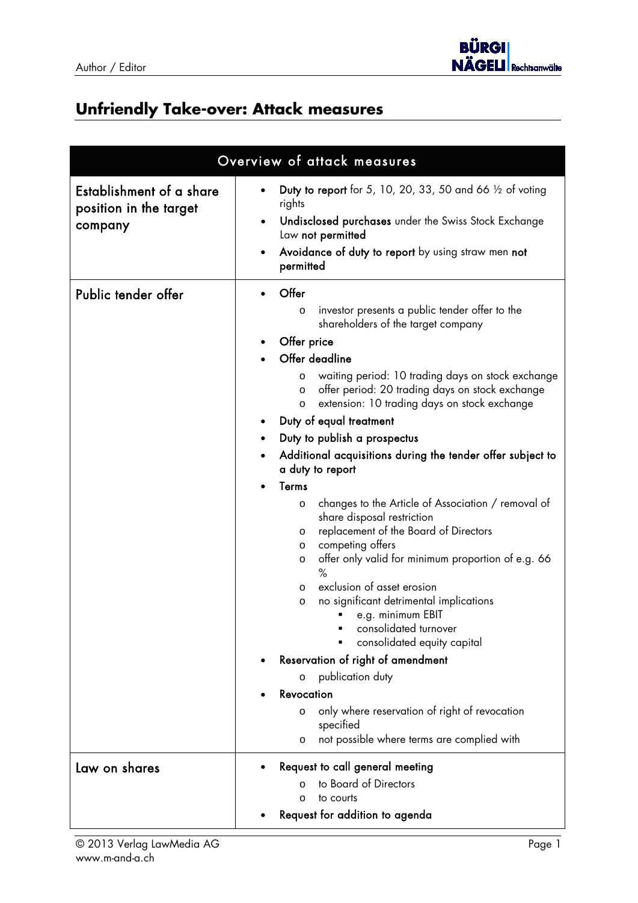# Unfriendly Take-over: Attack measures

| Overview of attack measures | |
|---|---|
| Establishment of a share position in the target company | • **Duty to report** for 5, 10, 20, 33, 50 and 66 ½ of voting rights<br>• **Undisclosed purchases** under the Swiss Stock Exchange Law **not permitted**<br>• **Avoidance of duty to report** by using straw men **not permitted** |
| Public tender offer | • **Offer**<br>  o investor presents a public tender offer to the shareholders of the target company<br>• **Offer price**<br>• **Offer deadline**<br>  o waiting period: 10 trading days on stock exchange<br>  o offer period: 20 trading days on stock exchange<br>  o extension: 10 trading days on stock exchange<br>• **Duty of equal treatment**<br>• **Duty to publish a prospectus**<br>• **Additional acquisitions during the tender offer subject to a duty to report**<br>• **Terms**<br>  o changes to the Article of Association / removal of share disposal restriction<br>  o replacement of the Board of Directors<br>  o competing offers<br>  o offer only valid for minimum proportion of e.g. 66 %<br>  o exclusion of asset erosion<br>  o no significant detrimental implications<br>    ▪ e.g. minimum EBIT<br>    ▪ consolidated turnover<br>    ▪ consolidated equity capital<br>• **Reservation of right of amendment**<br>  o publication duty<br>• **Revocation**<br>  o only where reservation of right of revocation specified<br>  o not possible where terms are complied with |
| Law on shares | • **Request to call general meeting**<br>  o to Board of Directors<br>  o to courts<br>• **Request for addition to agenda** |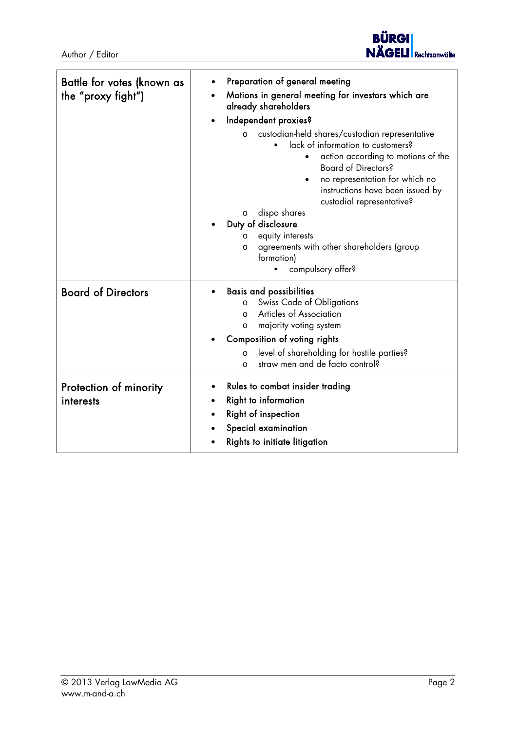| | |
|---|---|
| Battle for votes (known as the "proxy fight") | • **Preparation of general meeting**<br>• **Motions in general meeting for investors which are already shareholders**<br>• **Independent proxies?**<br>&nbsp;&nbsp;&nbsp;&nbsp;o custodian-held shares/custodian representative<br>&nbsp;&nbsp;&nbsp;&nbsp;&nbsp;&nbsp;&nbsp;&nbsp;▪ lack of information to customers?<br>&nbsp;&nbsp;&nbsp;&nbsp;&nbsp;&nbsp;&nbsp;&nbsp;&nbsp;&nbsp;&nbsp;&nbsp;• action according to motions of the Board of Directors?<br>&nbsp;&nbsp;&nbsp;&nbsp;&nbsp;&nbsp;&nbsp;&nbsp;&nbsp;&nbsp;&nbsp;&nbsp;• no representation for which no instructions have been issued by custodial representative?<br>&nbsp;&nbsp;&nbsp;&nbsp;o dispo shares<br>• **Duty of disclosure**<br>&nbsp;&nbsp;&nbsp;&nbsp;o equity interests<br>&nbsp;&nbsp;&nbsp;&nbsp;o agreements with other shareholders (group formation)<br>&nbsp;&nbsp;&nbsp;&nbsp;&nbsp;&nbsp;&nbsp;&nbsp;▪ compulsory offer? |
| Board of Directors | • **Basis and possibilities**<br>&nbsp;&nbsp;&nbsp;&nbsp;o Swiss Code of Obligations<br>&nbsp;&nbsp;&nbsp;&nbsp;o Articles of Association<br>&nbsp;&nbsp;&nbsp;&nbsp;o majority voting system<br>• **Composition of voting rights**<br>&nbsp;&nbsp;&nbsp;&nbsp;o level of shareholding for hostile parties?<br>&nbsp;&nbsp;&nbsp;&nbsp;o straw men and de facto control? |
| Protection of minority interests | • **Rules to combat insider trading**<br>• **Right to information**<br>• **Right of inspection**<br>• **Special examination**<br>• **Rights to initiate litigation** |